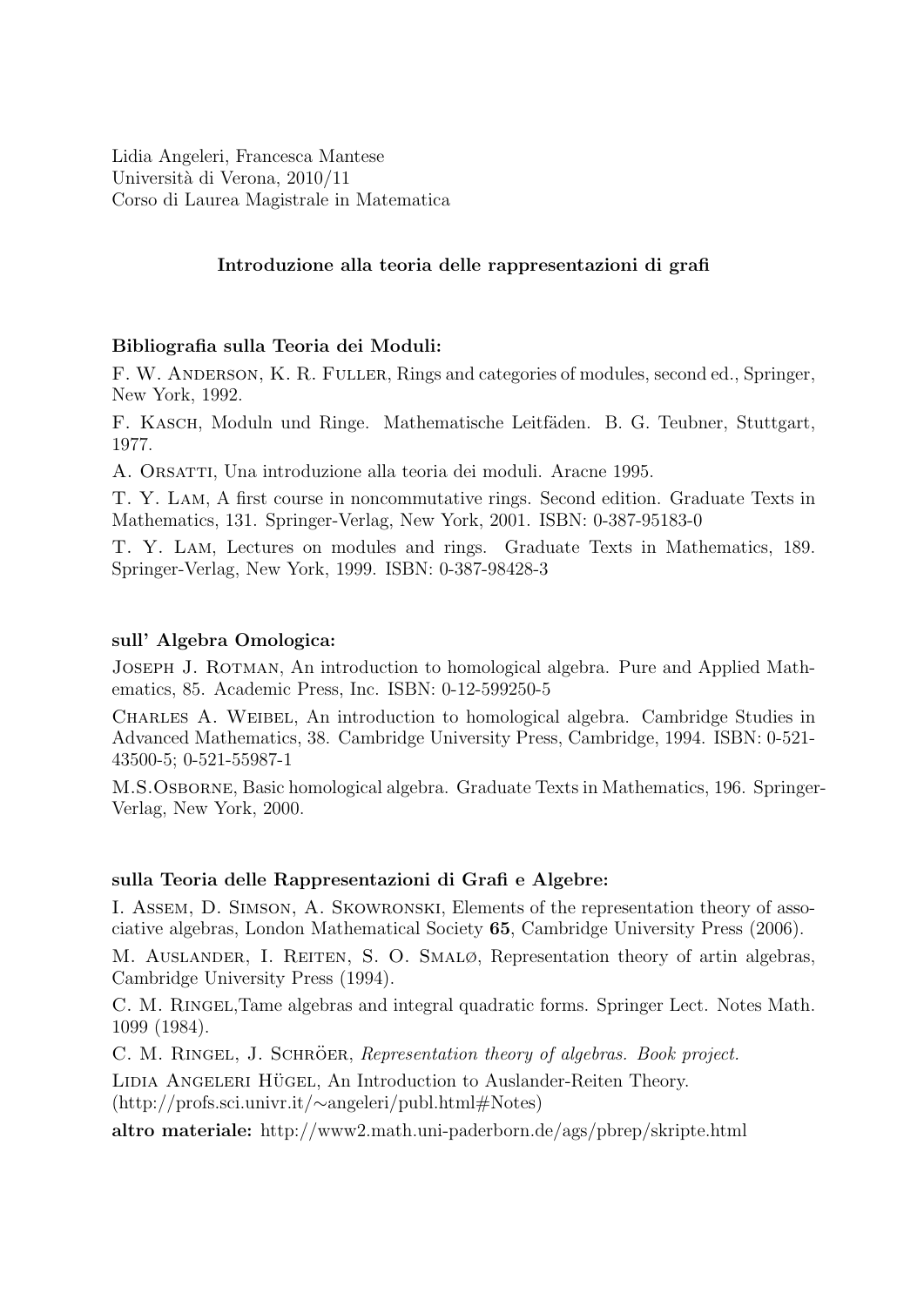Lidia Angeleri, Francesca Mantese
Università di Verona, 2010/11
Corso di Laurea Magistrale in Matematica

**Introduzione alla teoria delle rappresentazioni di grafi**

**Bibliografia sulla Teoria dei Moduli:**

F. W. Anderson, K. R. Fuller, Rings and categories of modules, second ed., Springer, New York, 1992.

F. Kasch, Moduln und Ringe. Mathematische Leitfäden. B. G. Teubner, Stuttgart, 1977.

A. Orsatti, Una introduzione alla teoria dei moduli. Aracne 1995.

T. Y. Lam, A first course in noncommutative rings. Second edition. Graduate Texts in Mathematics, 131. Springer-Verlag, New York, 2001. ISBN: 0-387-95183-0

T. Y. Lam, Lectures on modules and rings. Graduate Texts in Mathematics, 189. Springer-Verlag, New York, 1999. ISBN: 0-387-98428-3

**sull' Algebra Omologica:**

Joseph J. Rotman, An introduction to homological algebra. Pure and Applied Mathematics, 85. Academic Press, Inc. ISBN: 0-12-599250-5

Charles A. Weibel, An introduction to homological algebra. Cambridge Studies in Advanced Mathematics, 38. Cambridge University Press, Cambridge, 1994. ISBN: 0-521-43500-5; 0-521-55987-1

M.S.Osborne, Basic homological algebra. Graduate Texts in Mathematics, 196. Springer-Verlag, New York, 2000.

**sulla Teoria delle Rappresentazioni di Grafi e Algebre:**

I. Assem, D. Simson, A. Skowronski, Elements of the representation theory of associative algebras, London Mathematical Society **65**, Cambridge University Press (2006).

M. Auslander, I. Reiten, S. O. Smalø, Representation theory of artin algebras, Cambridge University Press (1994).

C. M. Ringel,Tame algebras and integral quadratic forms. Springer Lect. Notes Math. 1099 (1984).

C. M. Ringel, J. Schröer, *Representation theory of algebras. Book project.*

Lidia Angeleri Hügel, An Introduction to Auslander-Reiten Theory. (http://profs.sci.univr.it/∼angeleri/publ.html#Notes)

**altro materiale:** http://www2.math.uni-paderborn.de/ags/pbrep/skripte.html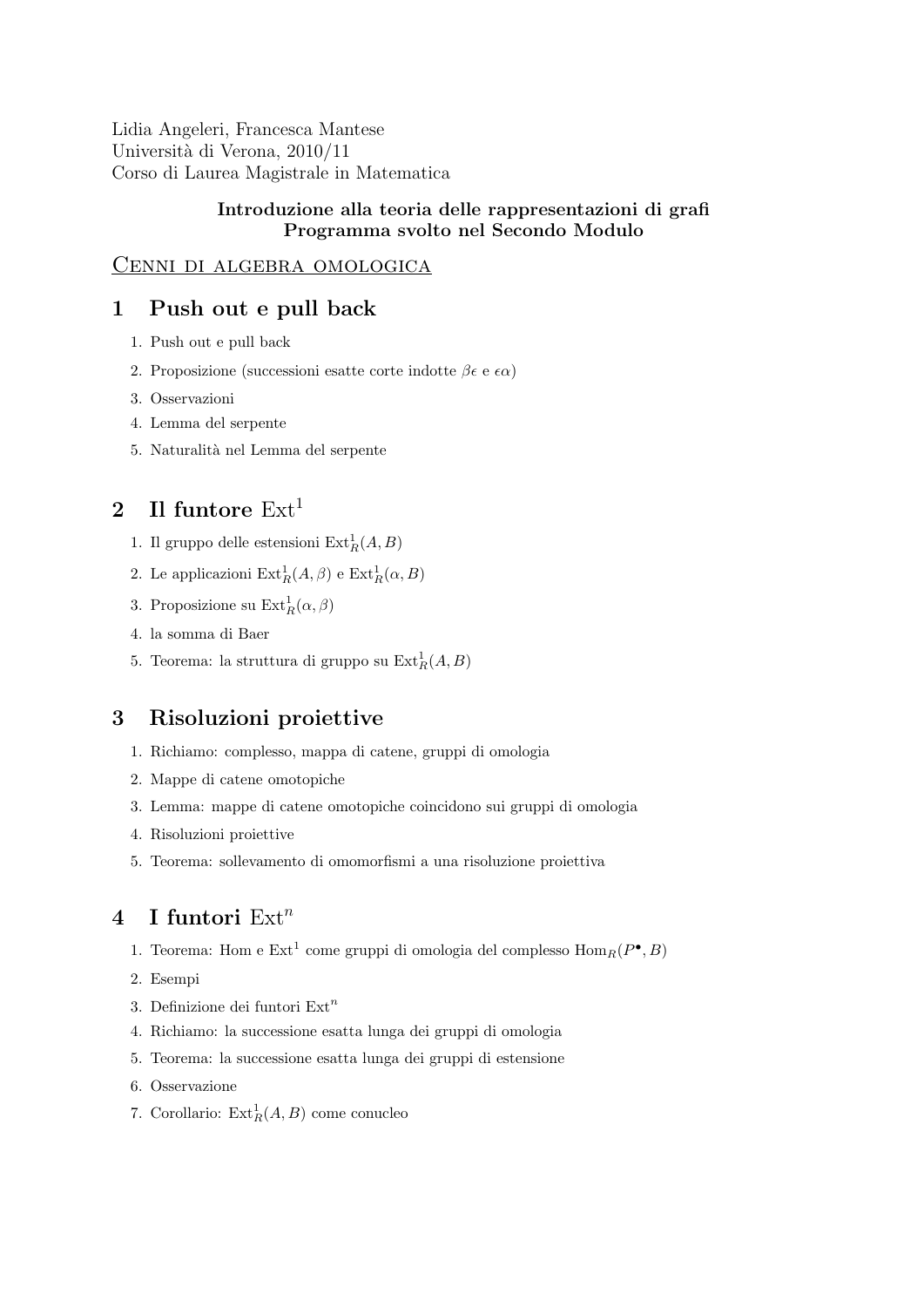Lidia Angeleri, Francesca Mantese
Università di Verona, 2010/11
Corso di Laurea Magistrale in Matematica

**Introduzione alla teoria delle rappresentazioni di grafi**
**Programma svolto nel Secondo Modulo**

## Cenni di algebra omologica

# 1 Push out e pull back

1. Push out e pull back
2. Proposizione (successioni esatte corte indotte $\beta\epsilon$ e $\epsilon\alpha$)
3. Osservazioni
4. Lemma del serpente
5. Naturalità nel Lemma del serpente

# 2 Il funtore $\mathrm{Ext}^1$

1. Il gruppo delle estensioni $\mathrm{Ext}^1_R(A, B)$
2. Le applicazioni $\mathrm{Ext}^1_R(A, \beta)$ e $\mathrm{Ext}^1_R(\alpha, B)$
3. Proposizione su $\mathrm{Ext}^1_R(\alpha, \beta)$
4. la somma di Baer
5. Teorema: la struttura di gruppo su $\mathrm{Ext}^1_R(A, B)$

# 3 Risoluzioni proiettive

1. Richiamo: complesso, mappa di catene, gruppi di omologia
2. Mappe di catene omotopiche
3. Lemma: mappe di catene omotopiche coincidono sui gruppi di omologia
4. Risoluzioni proiettive
5. Teorema: sollevamento di omomorfismi a una risoluzione proiettiva

# 4 I funtori $\mathrm{Ext}^n$

1. Teorema: Hom e $\mathrm{Ext}^1$ come gruppi di omologia del complesso $\mathrm{Hom}_R(P^\bullet, B)$
2. Esempi
3. Definizione dei funtori $\mathrm{Ext}^n$
4. Richiamo: la successione esatta lunga dei gruppi di omologia
5. Teorema: la successione esatta lunga dei gruppi di estensione
6. Osservazione
7. Corollario: $\mathrm{Ext}^1_R(A, B)$ come conucleo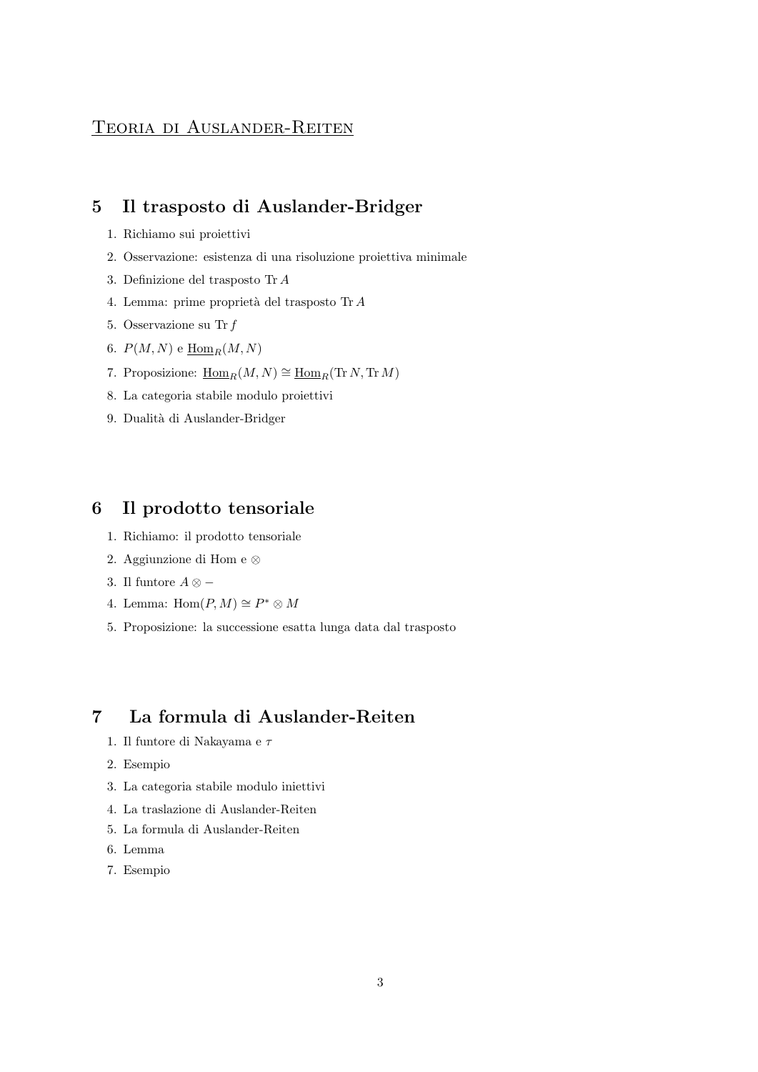<u>Teoria di Auslander-Reiten</u>

## 5 Il trasposto di Auslander-Bridger

1. Richiamo sui proiettivi
2. Osservazione: esistenza di una risoluzione proiettiva minimale
3. Definizione del trasposto $\operatorname{Tr} A$
4. Lemma: prime proprietà del trasposto $\operatorname{Tr} A$
5. Osservazione su $\operatorname{Tr} f$
6. $P(M, N)$ e $\underline{\operatorname{Hom}}_R(M, N)$
7. Proposizione: $\underline{\operatorname{Hom}}_R(M, N) \cong \underline{\operatorname{Hom}}_R(\operatorname{Tr} N, \operatorname{Tr} M)$
8. La categoria stabile modulo proiettivi
9. Dualità di Auslander-Bridger

## 6 Il prodotto tensoriale

1. Richiamo: il prodotto tensoriale
2. Aggiunzione di Hom e $\otimes$
3. Il funtore $A \otimes -$
4. Lemma: $\operatorname{Hom}(P, M) \cong P^* \otimes M$
5. Proposizione: la successione esatta lunga data dal trasposto

## 7 La formula di Auslander-Reiten

1. Il funtore di Nakayama e $\tau$
2. Esempio
3. La categoria stabile modulo iniettivi
4. La traslazione di Auslander-Reiten
5. La formula di Auslander-Reiten
6. Lemma
7. Esempio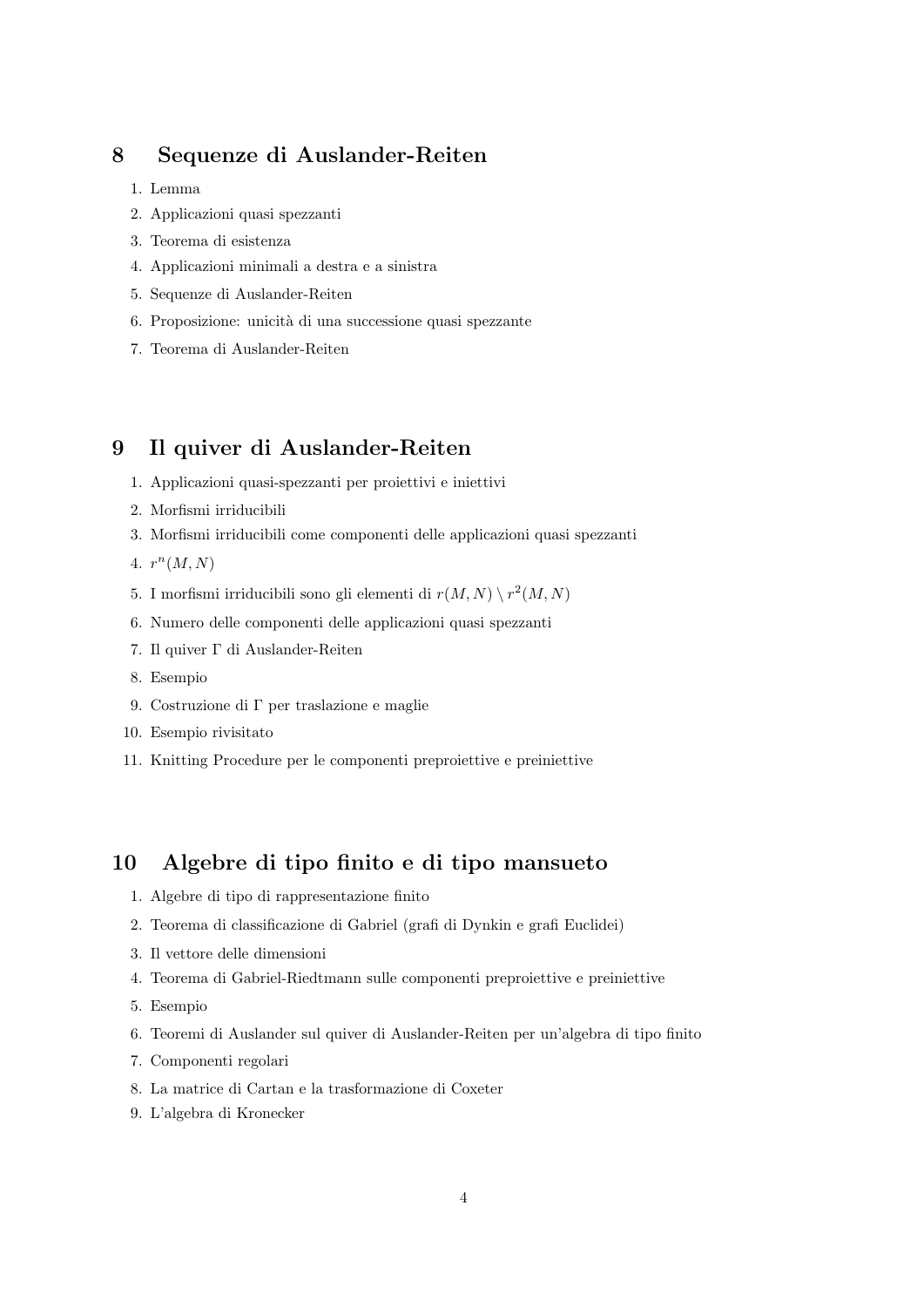## 8 Sequenze di Auslander-Reiten

1. Lemma
2. Applicazioni quasi spezzanti
3. Teorema di esistenza
4. Applicazioni minimali a destra e a sinistra
5. Sequenze di Auslander-Reiten
6. Proposizione: unicità di una successione quasi spezzante
7. Teorema di Auslander-Reiten

## 9 Il quiver di Auslander-Reiten

1. Applicazioni quasi-spezzanti per proiettivi e iniettivi
2. Morfismi irriducibili
3. Morfismi irriducibili come componenti delle applicazioni quasi spezzanti
4. $r^n(M, N)$
5. I morfismi irriducibili sono gli elementi di $r(M, N) \setminus r^2(M, N)$
6. Numero delle componenti delle applicazioni quasi spezzanti
7. Il quiver $\Gamma$ di Auslander-Reiten
8. Esempio
9. Costruzione di $\Gamma$ per traslazione e maglie
10. Esempio rivisitato
11. Knitting Procedure per le componenti preproiettive e preiniettive

## 10 Algebre di tipo finito e di tipo mansueto

1. Algebre di tipo di rappresentazione finito
2. Teorema di classificazione di Gabriel (grafi di Dynkin e grafi Euclidei)
3. Il vettore delle dimensioni
4. Teorema di Gabriel-Riedtmann sulle componenti preproiettive e preiniettive
5. Esempio
6. Teoremi di Auslander sul quiver di Auslander-Reiten per un'algebra di tipo finito
7. Componenti regolari
8. La matrice di Cartan e la trasformazione di Coxeter
9. L'algebra di Kronecker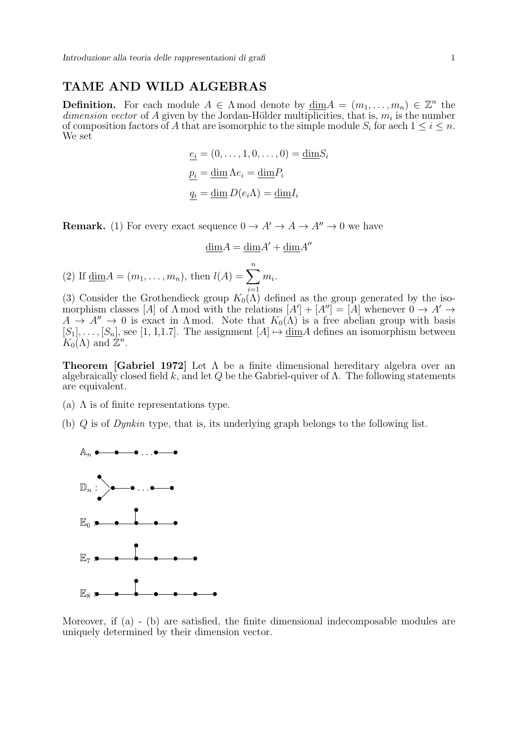## TAME AND WILD ALGEBRAS

**Definition.** For each module $A \in \Lambda\,\mathrm{mod}$ denote by $\underline{\dim} A = (m_1, \ldots, m_n) \in \mathbb{Z}^n$ the *dimension vector* of $A$ given by the Jordan-Hölder multiplicities, that is, $m_i$ is the number of composition factors of $A$ that are isomorphic to the simple module $S_i$ for aech $1 \leq i \leq n$. We set

$$\underline{e_i} = (0, \ldots, 1, 0, \ldots, 0) = \underline{\dim} S_i$$

$$\underline{p_i} = \underline{\dim}\, \Lambda e_i = \underline{\dim} P_i$$

$$\underline{q_i} = \underline{\dim}\, D(e_i \Lambda) = \underline{\dim} I_i$$

**Remark.** (1) For every exact sequence $0 \to A' \to A \to A'' \to 0$ we have

$$\underline{\dim} A = \underline{\dim} A' + \underline{\dim} A''$$

(2) If $\underline{\dim} A = (m_1, \ldots, m_n)$, then $l(A) = \sum_{i=1}^{n} m_i$.

(3) Consider the Grothendieck group $K_0(\Lambda)$ defined as the group generated by the isomorphism classes $[A]$ of $\Lambda\,\mathrm{mod}$ with the relations $[A'] + [A''] = [A]$ whenever $0 \to A' \to A \to A'' \to 0$ is exact in $\Lambda\,\mathrm{mod}$. Note that $K_0(\Lambda)$ is a free abelian group with basis $[S_1], \ldots, [S_n]$, see [1, I,1.7]. The assignment $[A] \mapsto \underline{\dim} A$ defines an isomorphism between $K_0(\Lambda)$ and $\mathbb{Z}^n$.

**Theorem [Gabriel 1972]** Let $\Lambda$ be a finite dimensional hereditary algebra over an algebraically closed field $k$, and let $Q$ be the Gabriel-quiver of $\Lambda$. The following statements are equivalent.

(a) $\Lambda$ is of finite representations type.

(b) $Q$ is of *Dynkin* type, that is, its underlying graph belongs to the following list.

$\mathbb{A}_n$ • — • — • . . . • — •

$\mathbb{D}_n$ : >• — • . . . • — •

$\mathbb{E}_6$ : • — • — • — • — • (with one additional vertex attached to the middle vertex)

$\mathbb{E}_7$ : • — • — • — • — • — • (with one additional vertex attached to the third vertex)

$\mathbb{E}_8$ : • — • — • — • — • — • — • (with one additional vertex attached to the third vertex)

Moreover, if (a) - (b) are satisfied, the finite dimensional indecomposable modules are uniquely determined by their dimension vector.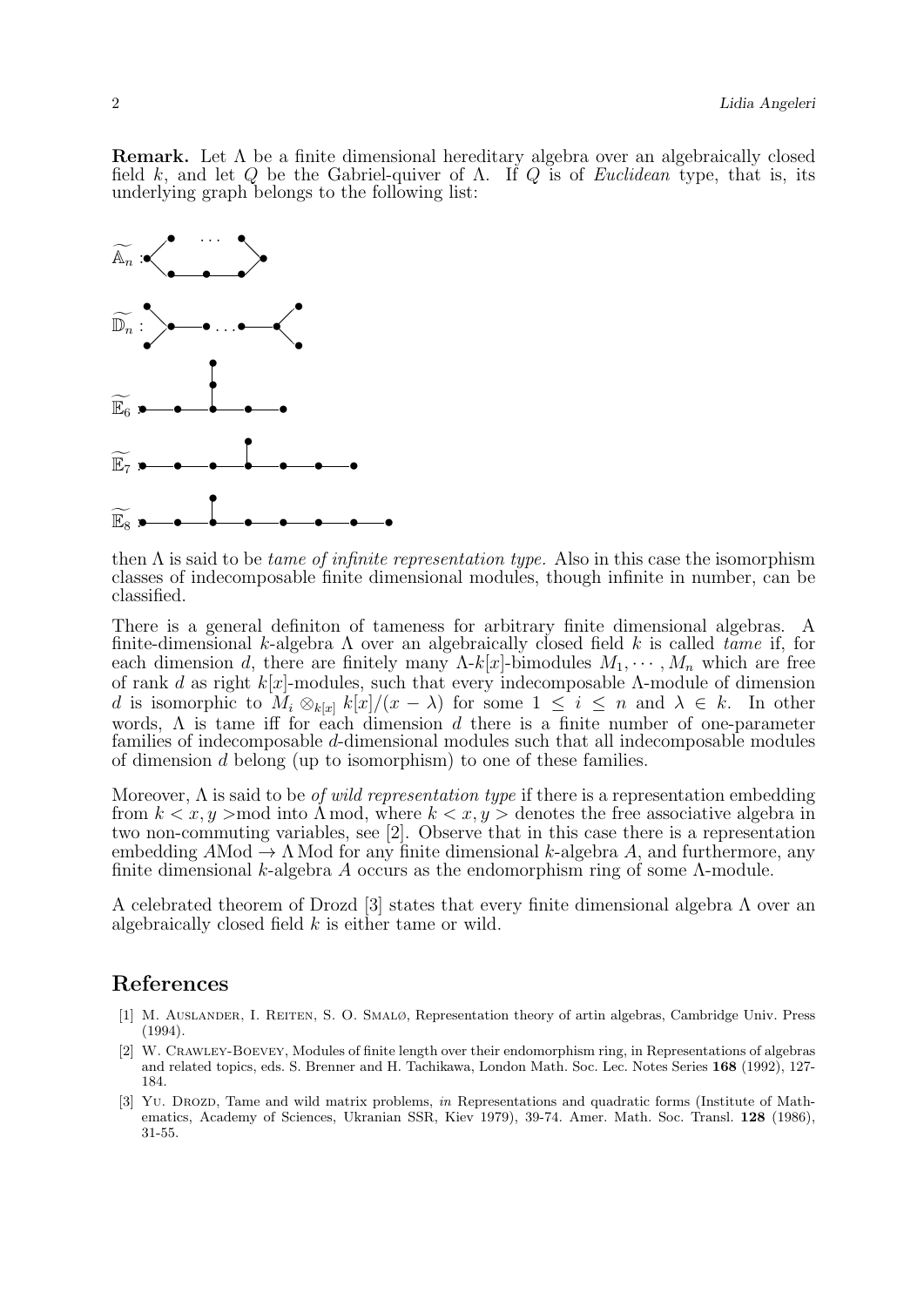**Remark.** Let $\Lambda$ be a finite dimensional hereditary algebra over an algebraically closed field $k$, and let $Q$ be the Gabriel-quiver of $\Lambda$. If $Q$ is of *Euclidean* type, that is, its underlying graph belongs to the following list:

$\widetilde{\mathbb{A}}_n$ :

$\widetilde{\mathbb{D}}_n$ :

$\widetilde{\mathbb{E}}_6$ :

$\widetilde{\mathbb{E}}_7$ :

$\widetilde{\mathbb{E}}_8$ :

then $\Lambda$ is said to be *tame of infinite representation type.* Also in this case the isomorphism classes of indecomposable finite dimensional modules, though infinite in number, can be classified.

There is a general definiton of tameness for arbitrary finite dimensional algebras. A finite-dimensional $k$-algebra $\Lambda$ over an algebraically closed field $k$ is called *tame* if, for each dimension $d$, there are finitely many $\Lambda$-$k[x]$-bimodules $M_1, \cdots, M_n$ which are free of rank $d$ as right $k[x]$-modules, such that every indecomposable $\Lambda$-module of dimension $d$ is isomorphic to $M_i \otimes_{k[x]} k[x]/(x - \lambda)$ for some $1 \leq i \leq n$ and $\lambda \in k$. In other words, $\Lambda$ is tame iff for each dimension $d$ there is a finite number of one-parameter families of indecomposable $d$-dimensional modules such that all indecomposable modules of dimension $d$ belong (up to isomorphism) to one of these families.

Moreover, $\Lambda$ is said to be *of wild representation type* if there is a representation embedding from $k < x, y >$mod into $\Lambda$ mod, where $k < x, y >$ denotes the free associative algebra in two non-commuting variables, see [2]. Observe that in this case there is a representation embedding $A$Mod $\to \Lambda$ Mod for any finite dimensional $k$-algebra $A$, and furthermore, any finite dimensional $k$-algebra $A$ occurs as the endomorphism ring of some $\Lambda$-module.

A celebrated theorem of Drozd [3] states that every finite dimensional algebra $\Lambda$ over an algebraically closed field $k$ is either tame or wild.

## References

[1] M. Auslander, I. Reiten, S. O. Smalø, Representation theory of artin algebras, Cambridge Univ. Press (1994).

[2] W. Crawley-Boevey, Modules of finite length over their endomorphism ring, in Representations of algebras and related topics, eds. S. Brenner and H. Tachikawa, London Math. Soc. Lec. Notes Series **168** (1992), 127-184.

[3] Yu. Drozd, Tame and wild matrix problems, *in* Representations and quadratic forms (Institute of Mathematics, Academy of Sciences, Ukranian SSR, Kiev 1979), 39-74. Amer. Math. Soc. Transl. **128** (1986), 31-55.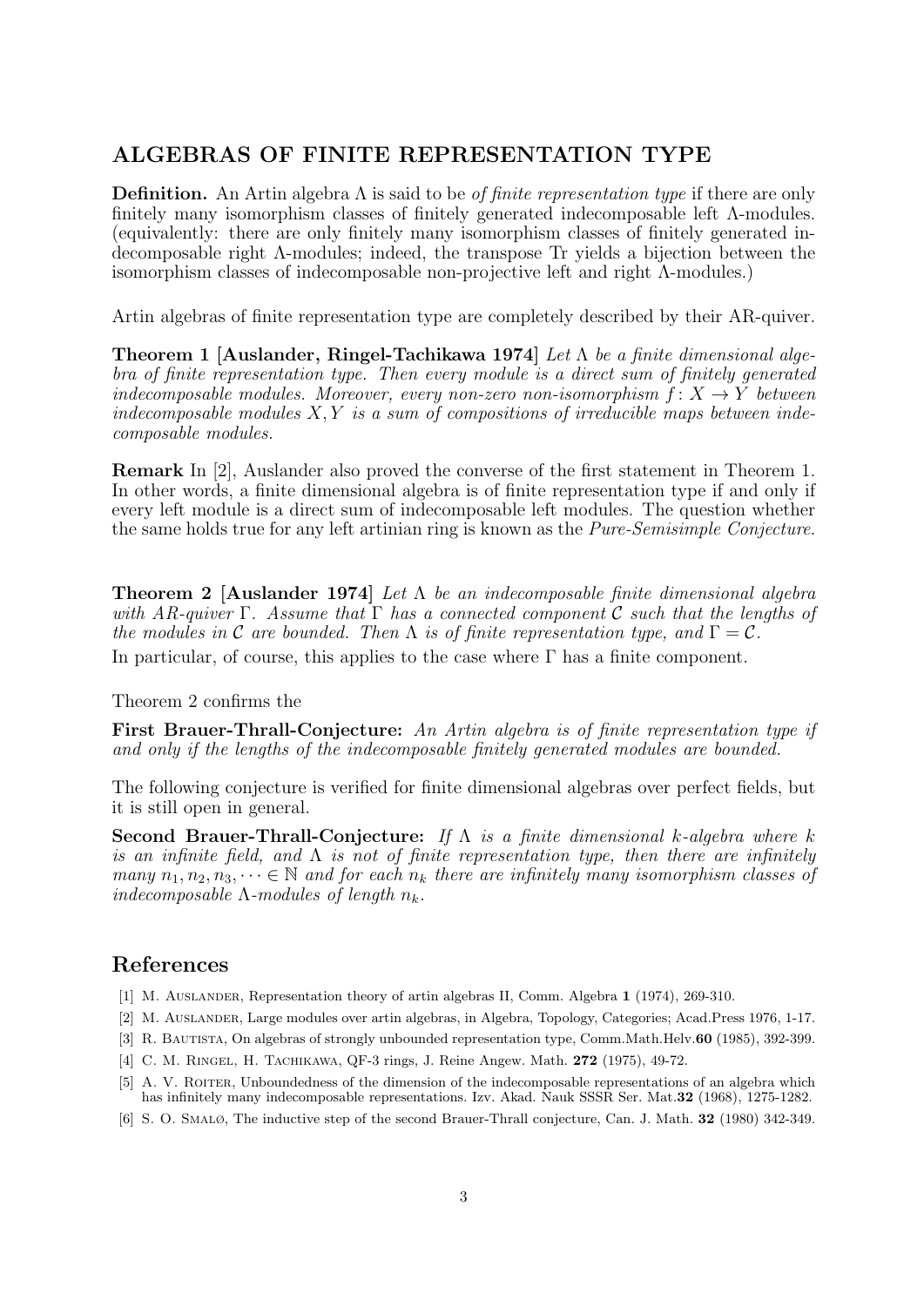## ALGEBRAS OF FINITE REPRESENTATION TYPE

**Definition.** An Artin algebra $\Lambda$ is said to be *of finite representation type* if there are only finitely many isomorphism classes of finitely generated indecomposable left $\Lambda$-modules. (equivalently: there are only finitely many isomorphism classes of finitely generated indecomposable right $\Lambda$-modules; indeed, the transpose Tr yields a bijection between the isomorphism classes of indecomposable non-projective left and right $\Lambda$-modules.)

Artin algebras of finite representation type are completely described by their AR-quiver.

**Theorem 1 [Auslander, Ringel-Tachikawa 1974]** *Let $\Lambda$ be a finite dimensional algebra of finite representation type. Then every module is a direct sum of finitely generated indecomposable modules. Moreover, every non-zero non-isomorphism $f: X \to Y$ between indecomposable modules $X, Y$ is a sum of compositions of irreducible maps between indecomposable modules.*

**Remark** In [2], Auslander also proved the converse of the first statement in Theorem 1. In other words, a finite dimensional algebra is of finite representation type if and only if every left module is a direct sum of indecomposable left modules. The question whether the same holds true for any left artinian ring is known as the *Pure-Semisimple Conjecture*.

**Theorem 2 [Auslander 1974]** *Let $\Lambda$ be an indecomposable finite dimensional algebra with AR-quiver $\Gamma$. Assume that $\Gamma$ has a connected component $\mathcal{C}$ such that the lengths of the modules in $\mathcal{C}$ are bounded. Then $\Lambda$ is of finite representation type, and $\Gamma = \mathcal{C}$.*

In particular, of course, this applies to the case where $\Gamma$ has a finite component.

Theorem 2 confirms the

**First Brauer-Thrall-Conjecture:** *An Artin algebra is of finite representation type if and only if the lengths of the indecomposable finitely generated modules are bounded.*

The following conjecture is verified for finite dimensional algebras over perfect fields, but it is still open in general.

**Second Brauer-Thrall-Conjecture:** *If $\Lambda$ is a finite dimensional $k$-algebra where $k$ is an infinite field, and $\Lambda$ is not of finite representation type, then there are infinitely many $n_1, n_2, n_3, \dots \in \mathbb{N}$ and for each $n_k$ there are infinitely many isomorphism classes of indecomposable $\Lambda$-modules of length $n_k$.*

## References

[1] M. Auslander, Representation theory of artin algebras II, Comm. Algebra **1** (1974), 269-310.

[2] M. Auslander, Large modules over artin algebras, in Algebra, Topology, Categories; Acad.Press 1976, 1-17.

[3] R. Bautista, On algebras of strongly unbounded representation type, Comm.Math.Helv.**60** (1985), 392-399.

[4] C. M. Ringel, H. Tachikawa, QF-3 rings, J. Reine Angew. Math. **272** (1975), 49-72.

[5] A. V. Roiter, Unboundedness of the dimension of the indecomposable representations of an algebra which has infinitely many indecomposable representations. Izv. Akad. Nauk SSSR Ser. Mat.**32** (1968), 1275-1282.

[6] S. O. Smalø, The inductive step of the second Brauer-Thrall conjecture, Can. J. Math. **32** (1980) 342-349.